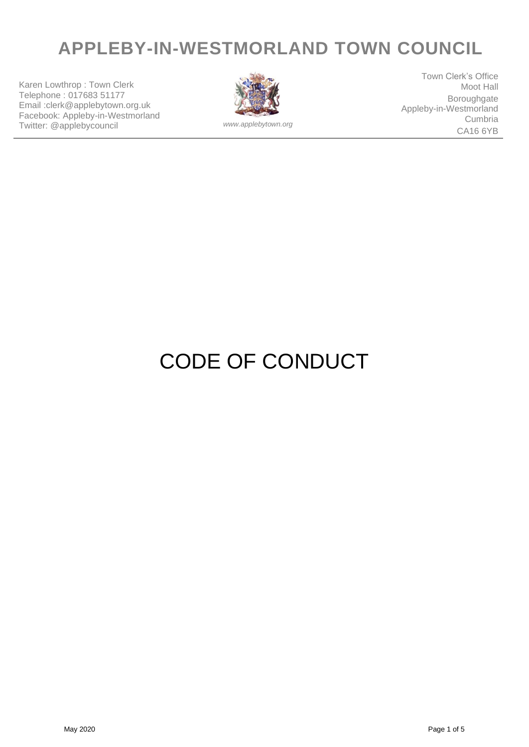# APPLEBY-IN-WESTMORLAND TOWN COUNCIL

Karen Lowthrop : Town Clerk
Telephone : 017683 51177
Email :clerk@applebytown.org.uk
Facebook: Appleby-in-Westmorland
Twitter: @applebycouncil

*www.applebytown.org*

Town Clerk's Office
Moot Hall
Boroughgate
Appleby-in-Westmorland
Cumbria
CA16 6YB

# CODE OF CONDUCT

May 2020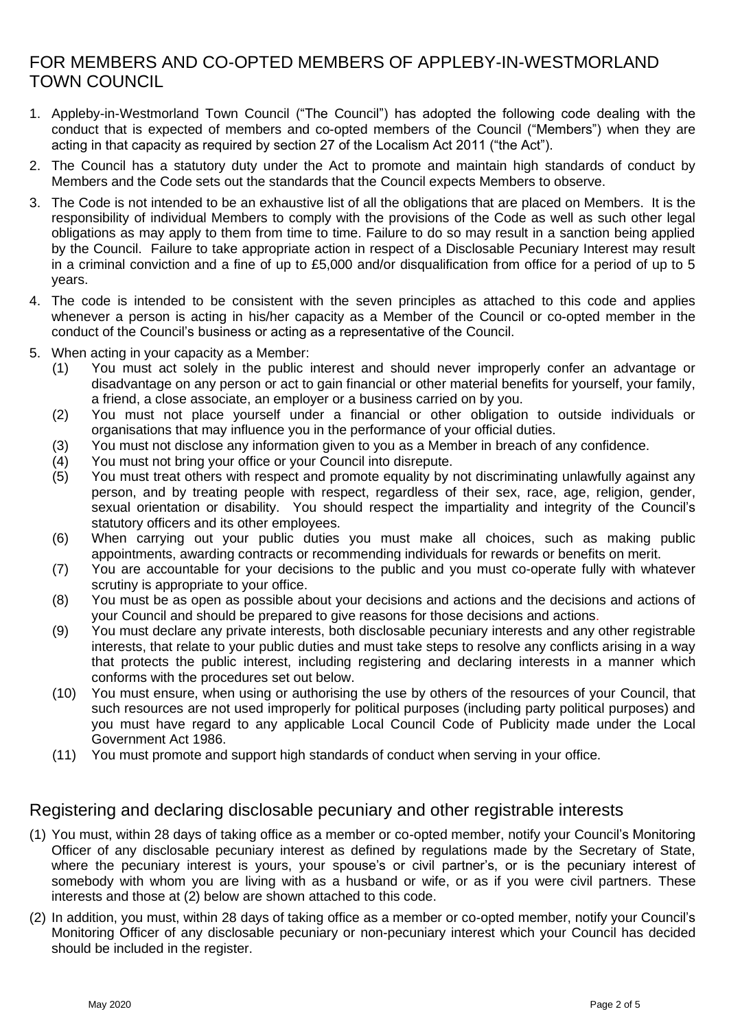## FOR MEMBERS AND CO-OPTED MEMBERS OF APPLEBY-IN-WESTMORLAND TOWN COUNCIL

1. Appleby-in-Westmorland Town Council ("The Council") has adopted the following code dealing with the conduct that is expected of members and co-opted members of the Council ("Members") when they are acting in that capacity as required by section 27 of the Localism Act 2011 ("the Act").
2. The Council has a statutory duty under the Act to promote and maintain high standards of conduct by Members and the Code sets out the standards that the Council expects Members to observe.
3. The Code is not intended to be an exhaustive list of all the obligations that are placed on Members. It is the responsibility of individual Members to comply with the provisions of the Code as well as such other legal obligations as may apply to them from time to time. Failure to do so may result in a sanction being applied by the Council. Failure to take appropriate action in respect of a Disclosable Pecuniary Interest may result in a criminal conviction and a fine of up to £5,000 and/or disqualification from office for a period of up to 5 years.
4. The code is intended to be consistent with the seven principles as attached to this code and applies whenever a person is acting in his/her capacity as a Member of the Council or co-opted member in the conduct of the Council's business or acting as a representative of the Council.
5. When acting in your capacity as a Member:
   (1) You must act solely in the public interest and should never improperly confer an advantage or disadvantage on any person or act to gain financial or other material benefits for yourself, your family, a friend, a close associate, an employer or a business carried on by you.
   (2) You must not place yourself under a financial or other obligation to outside individuals or organisations that may influence you in the performance of your official duties.
   (3) You must not disclose any information given to you as a Member in breach of any confidence.
   (4) You must not bring your office or your Council into disrepute.
   (5) You must treat others with respect and promote equality by not discriminating unlawfully against any person, and by treating people with respect, regardless of their sex, race, age, religion, gender, sexual orientation or disability. You should respect the impartiality and integrity of the Council's statutory officers and its other employees.
   (6) When carrying out your public duties you must make all choices, such as making public appointments, awarding contracts or recommending individuals for rewards or benefits on merit.
   (7) You are accountable for your decisions to the public and you must co-operate fully with whatever scrutiny is appropriate to your office.
   (8) You must be as open as possible about your decisions and actions and the decisions and actions of your Council and should be prepared to give reasons for those decisions and actions.
   (9) You must declare any private interests, both disclosable pecuniary interests and any other registrable interests, that relate to your public duties and must take steps to resolve any conflicts arising in a way that protects the public interest, including registering and declaring interests in a manner which conforms with the procedures set out below.
   (10) You must ensure, when using or authorising the use by others of the resources of your Council, that such resources are not used improperly for political purposes (including party political purposes) and you must have regard to any applicable Local Council Code of Publicity made under the Local Government Act 1986.
   (11) You must promote and support high standards of conduct when serving in your office.

## Registering and declaring disclosable pecuniary and other registrable interests

(1) You must, within 28 days of taking office as a member or co-opted member, notify your Council's Monitoring Officer of any disclosable pecuniary interest as defined by regulations made by the Secretary of State, where the pecuniary interest is yours, your spouse's or civil partner's, or is the pecuniary interest of somebody with whom you are living with as a husband or wife, or as if you were civil partners. These interests and those at (2) below are shown attached to this code.

(2) In addition, you must, within 28 days of taking office as a member or co-opted member, notify your Council's Monitoring Officer of any disclosable pecuniary or non-pecuniary interest which your Council has decided should be included in the register.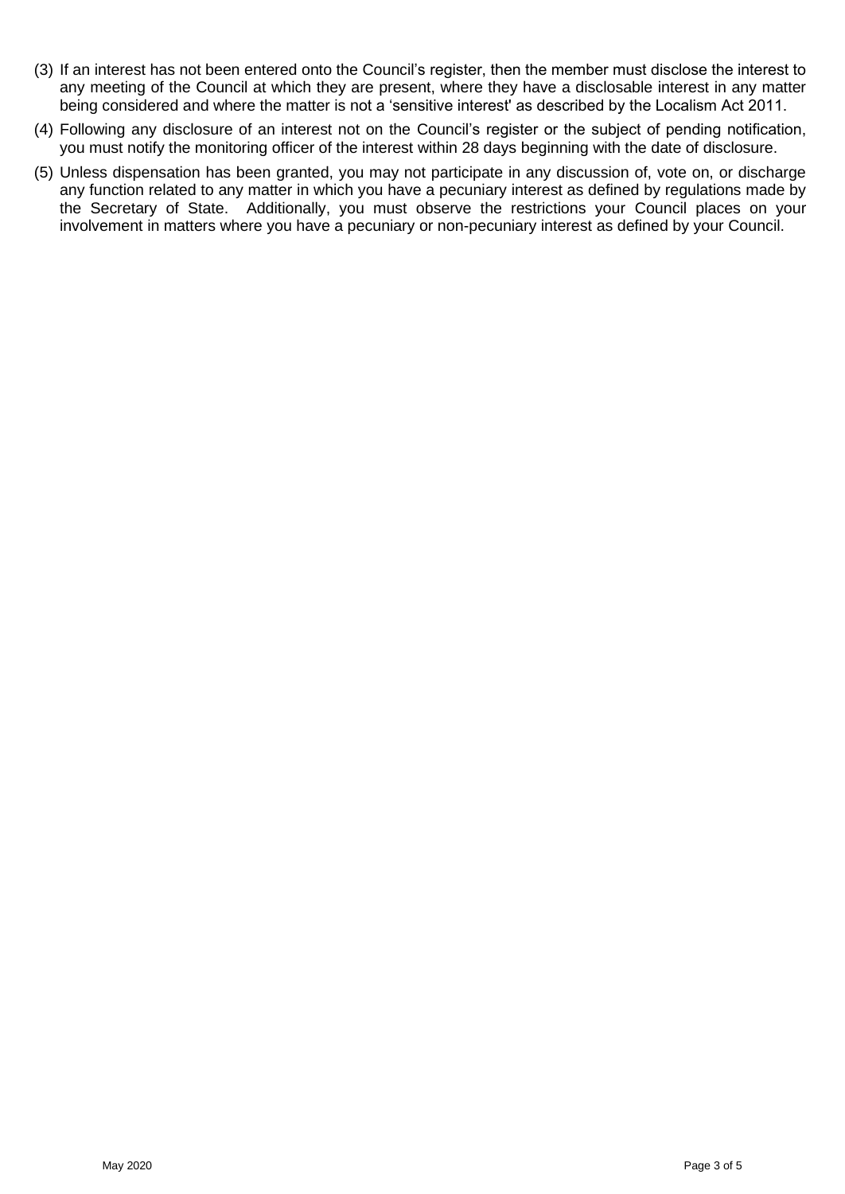(3) If an interest has not been entered onto the Council's register, then the member must disclose the interest to any meeting of the Council at which they are present, where they have a disclosable interest in any matter being considered and where the matter is not a 'sensitive interest' as described by the Localism Act 2011.

(4) Following any disclosure of an interest not on the Council's register or the subject of pending notification, you must notify the monitoring officer of the interest within 28 days beginning with the date of disclosure.

(5) Unless dispensation has been granted, you may not participate in any discussion of, vote on, or discharge any function related to any matter in which you have a pecuniary interest as defined by regulations made by the Secretary of State. Additionally, you must observe the restrictions your Council places on your involvement in matters where you have a pecuniary or non-pecuniary interest as defined by your Council.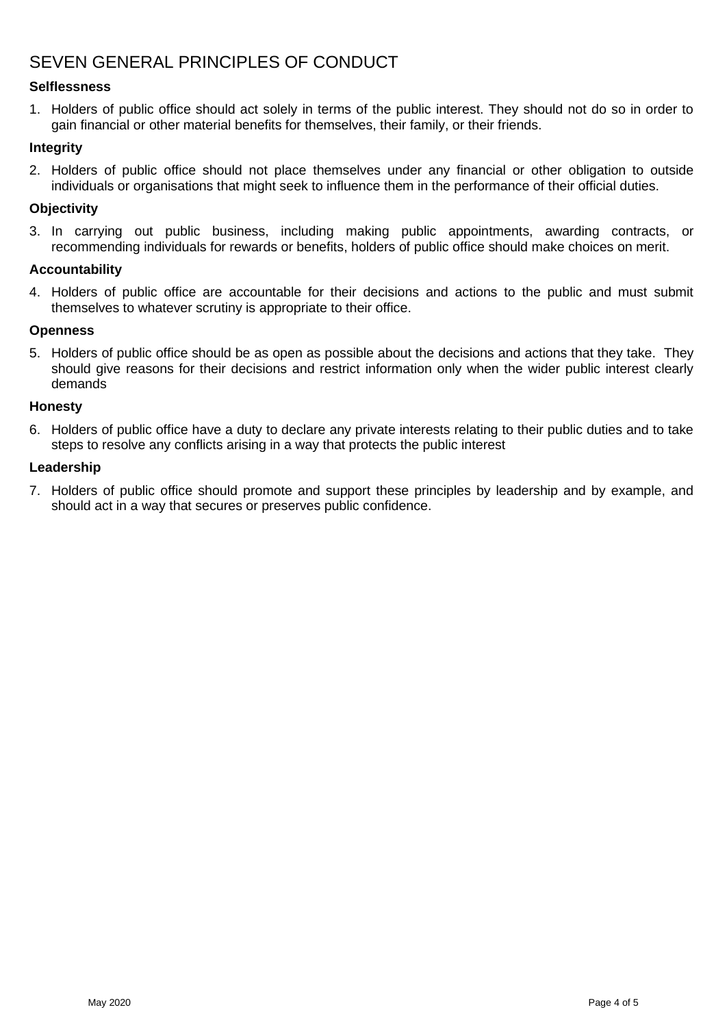# SEVEN GENERAL PRINCIPLES OF CONDUCT

**Selflessness**

1. Holders of public office should act solely in terms of the public interest. They should not do so in order to gain financial or other material benefits for themselves, their family, or their friends.

**Integrity**

2. Holders of public office should not place themselves under any financial or other obligation to outside individuals or organisations that might seek to influence them in the performance of their official duties.

**Objectivity**

3. In carrying out public business, including making public appointments, awarding contracts, or recommending individuals for rewards or benefits, holders of public office should make choices on merit.

**Accountability**

4. Holders of public office are accountable for their decisions and actions to the public and must submit themselves to whatever scrutiny is appropriate to their office.

**Openness**

5. Holders of public office should be as open as possible about the decisions and actions that they take. They should give reasons for their decisions and restrict information only when the wider public interest clearly demands

**Honesty**

6. Holders of public office have a duty to declare any private interests relating to their public duties and to take steps to resolve any conflicts arising in a way that protects the public interest

**Leadership**

7. Holders of public office should promote and support these principles by leadership and by example, and should act in a way that secures or preserves public confidence.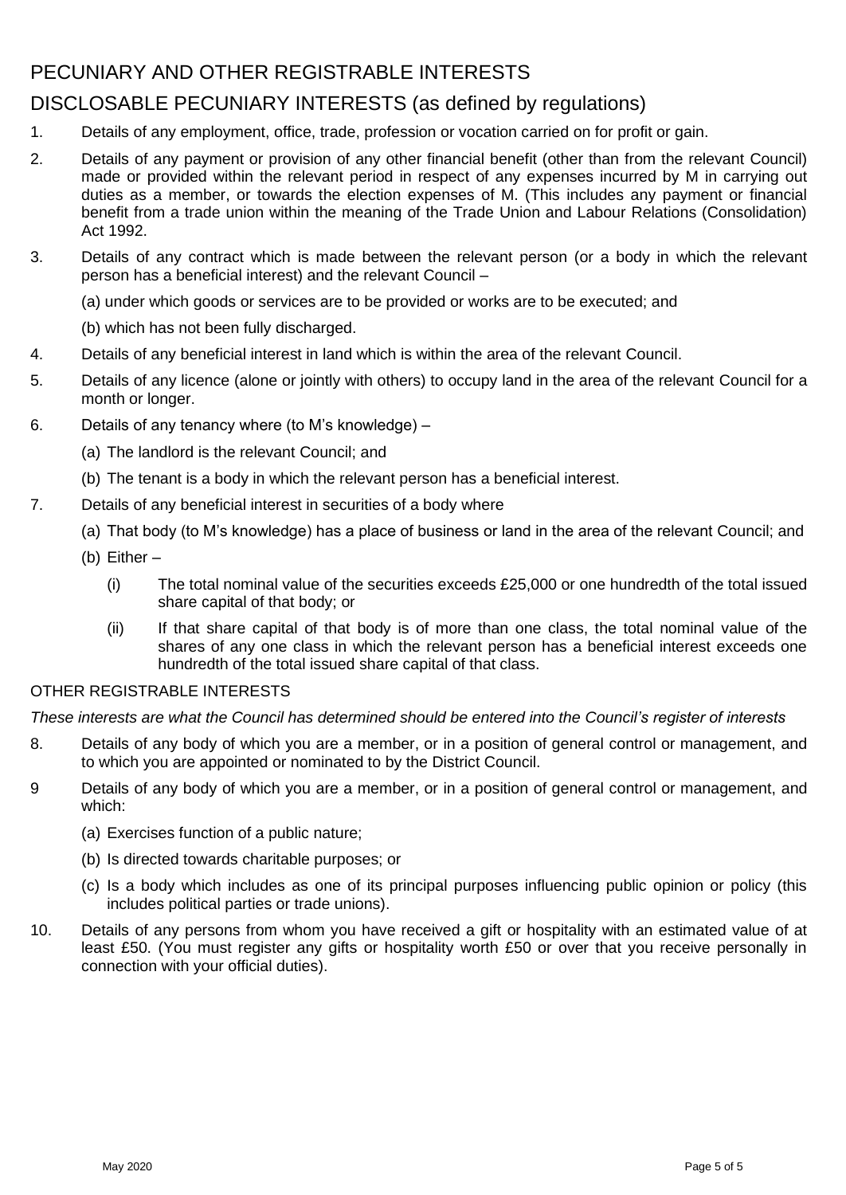## PECUNIARY AND OTHER REGISTRABLE INTERESTS

## DISCLOSABLE PECUNIARY INTERESTS (as defined by regulations)

1. Details of any employment, office, trade, profession or vocation carried on for profit or gain.
2. Details of any payment or provision of any other financial benefit (other than from the relevant Council) made or provided within the relevant period in respect of any expenses incurred by M in carrying out duties as a member, or towards the election expenses of M. (This includes any payment or financial benefit from a trade union within the meaning of the Trade Union and Labour Relations (Consolidation) Act 1992.
3. Details of any contract which is made between the relevant person (or a body in which the relevant person has a beneficial interest) and the relevant Council –

   (a) under which goods or services are to be provided or works are to be executed; and

   (b) which has not been fully discharged.
4. Details of any beneficial interest in land which is within the area of the relevant Council.
5. Details of any licence (alone or jointly with others) to occupy land in the area of the relevant Council for a month or longer.
6. Details of any tenancy where (to M's knowledge) –

   (a) The landlord is the relevant Council; and

   (b) The tenant is a body in which the relevant person has a beneficial interest.
7. Details of any beneficial interest in securities of a body where

   (a) That body (to M's knowledge) has a place of business or land in the area of the relevant Council; and

   (b) Either –

      (i) The total nominal value of the securities exceeds £25,000 or one hundredth of the total issued share capital of that body; or

      (ii) If that share capital of that body is of more than one class, the total nominal value of the shares of any one class in which the relevant person has a beneficial interest exceeds one hundredth of the total issued share capital of that class.

### OTHER REGISTRABLE INTERESTS

*These interests are what the Council has determined should be entered into the Council's register of interests*

8. Details of any body of which you are a member, or in a position of general control or management, and to which you are appointed or nominated to by the District Council.
9. Details of any body of which you are a member, or in a position of general control or management, and which:

   (a) Exercises function of a public nature;

   (b) Is directed towards charitable purposes; or

   (c) Is a body which includes as one of its principal purposes influencing public opinion or policy (this includes political parties or trade unions).
10. Details of any persons from whom you have received a gift or hospitality with an estimated value of at least £50. (You must register any gifts or hospitality worth £50 or over that you receive personally in connection with your official duties).